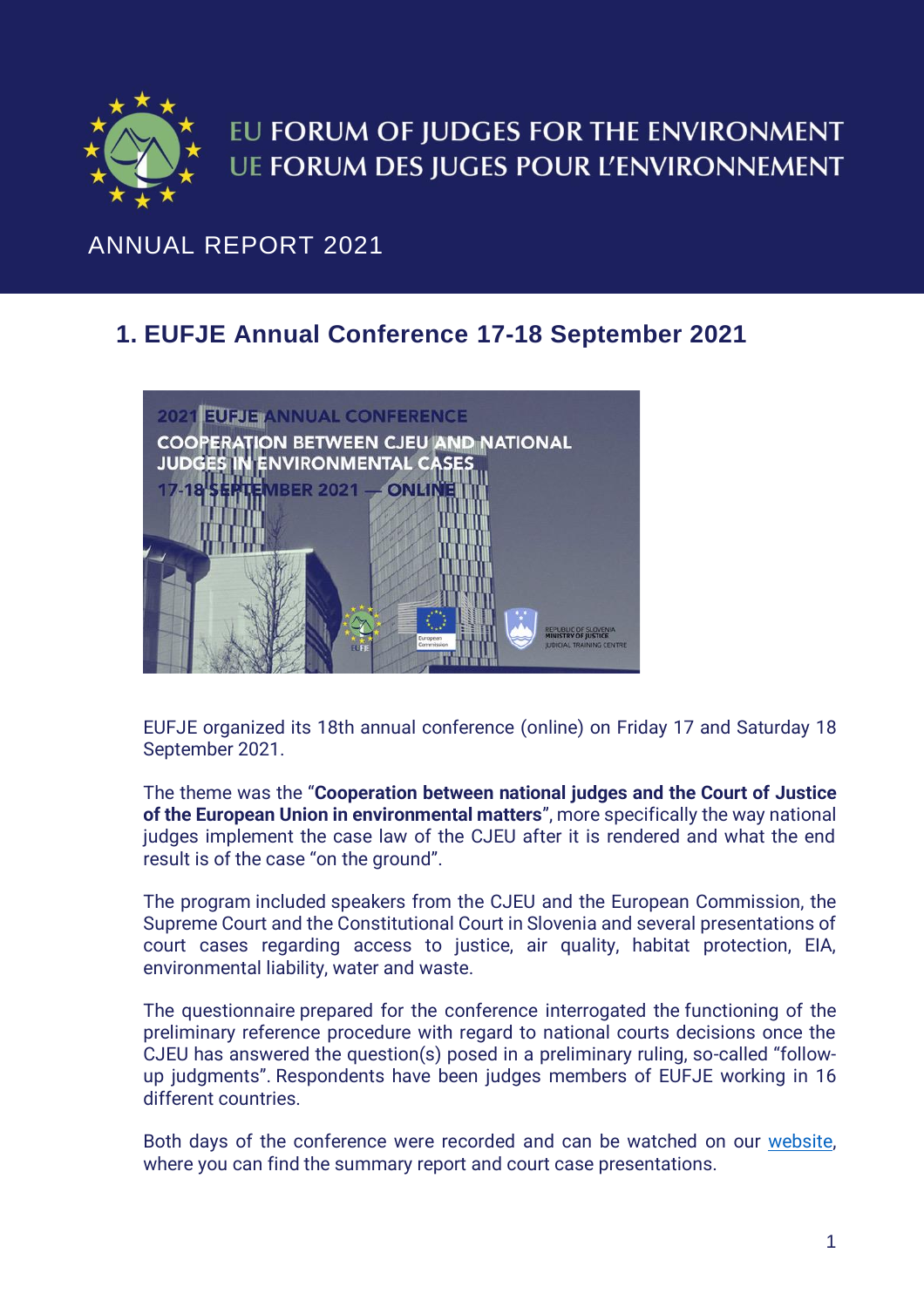# EU FORUM OF JUDGES FOR THE ENVIRONMENT
# UE FORUM DES JUGES POUR L'ENVIRONNEMENT

ANNUAL REPORT 2021

## 1. EUFJE Annual Conference 17-18 September 2021

EUFJE organized its 18th annual conference (online) on Friday 17 and Saturday 18 September 2021.

The theme was the "**Cooperation between national judges and the Court of Justice of the European Union in environmental matters**", more specifically the way national judges implement the case law of the CJEU after it is rendered and what the end result is of the case "on the ground".

The program included speakers from the CJEU and the European Commission, the Supreme Court and the Constitutional Court in Slovenia and several presentations of court cases regarding access to justice, air quality, habitat protection, EIA, environmental liability, water and waste.

The questionnaire prepared for the conference interrogated the functioning of the preliminary reference procedure with regard to national courts decisions once the CJEU has answered the question(s) posed in a preliminary ruling, so-called "follow-up judgments". Respondents have been judges members of EUFJE working in 16 different countries.

Both days of the conference were recorded and can be watched on our website, where you can find the summary report and court case presentations.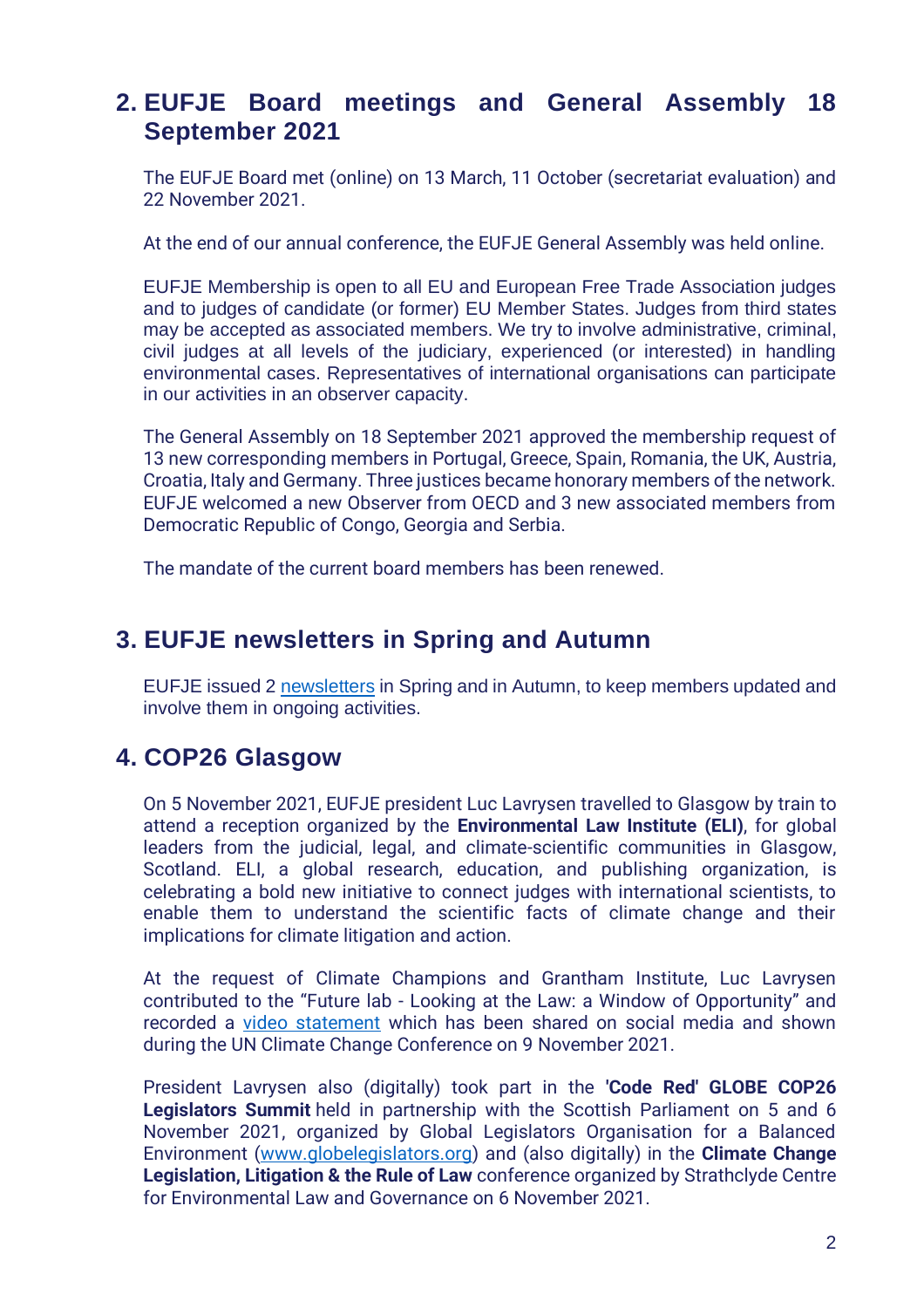## 2. EUFJE Board meetings and General Assembly 18 September 2021

The EUFJE Board met (online) on 13 March, 11 October (secretariat evaluation) and 22 November 2021.

At the end of our annual conference, the EUFJE General Assembly was held online.

EUFJE Membership is open to all EU and European Free Trade Association judges and to judges of candidate (or former) EU Member States. Judges from third states may be accepted as associated members. We try to involve administrative, criminal, civil judges at all levels of the judiciary, experienced (or interested) in handling environmental cases. Representatives of international organisations can participate in our activities in an observer capacity.

The General Assembly on 18 September 2021 approved the membership request of 13 new corresponding members in Portugal, Greece, Spain, Romania, the UK, Austria, Croatia, Italy and Germany. Three justices became honorary members of the network. EUFJE welcomed a new Observer from OECD and 3 new associated members from Democratic Republic of Congo, Georgia and Serbia.

The mandate of the current board members has been renewed.

## 3. EUFJE newsletters in Spring and Autumn

EUFJE issued 2 newsletters in Spring and in Autumn, to keep members updated and involve them in ongoing activities.

## 4. COP26 Glasgow

On 5 November 2021, EUFJE president Luc Lavrysen travelled to Glasgow by train to attend a reception organized by the **Environmental Law Institute (ELI)**, for global leaders from the judicial, legal, and climate-scientific communities in Glasgow, Scotland. ELI, a global research, education, and publishing organization, is celebrating a bold new initiative to connect judges with international scientists, to enable them to understand the scientific facts of climate change and their implications for climate litigation and action.

At the request of Climate Champions and Grantham Institute, Luc Lavrysen contributed to the "Future lab - Looking at the Law: a Window of Opportunity" and recorded a video statement which has been shared on social media and shown during the UN Climate Change Conference on 9 November 2021.

President Lavrysen also (digitally) took part in the **'Code Red' GLOBE COP26 Legislators Summit** held in partnership with the Scottish Parliament on 5 and 6 November 2021, organized by Global Legislators Organisation for a Balanced Environment (www.globelegislators.org) and (also digitally) in the **Climate Change Legislation, Litigation & the Rule of Law** conference organized by Strathclyde Centre for Environmental Law and Governance on 6 November 2021.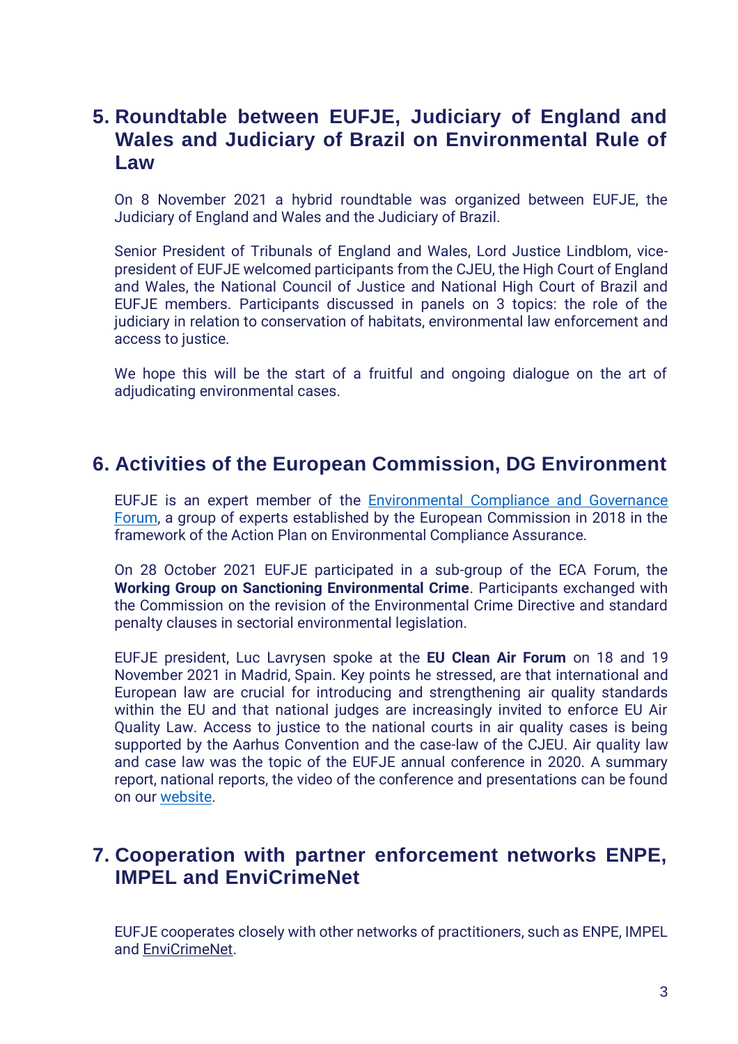## 5. Roundtable between EUFJE, Judiciary of England and Wales and Judiciary of Brazil on Environmental Rule of Law

On 8 November 2021 a hybrid roundtable was organized between EUFJE, the Judiciary of England and Wales and the Judiciary of Brazil.

Senior President of Tribunals of England and Wales, Lord Justice Lindblom, vice-president of EUFJE welcomed participants from the CJEU, the High Court of England and Wales, the National Council of Justice and National High Court of Brazil and EUFJE members. Participants discussed in panels on 3 topics: the role of the judiciary in relation to conservation of habitats, environmental law enforcement and access to justice.

We hope this will be the start of a fruitful and ongoing dialogue on the art of adjudicating environmental cases.

## 6. Activities of the European Commission, DG Environment

EUFJE is an expert member of the Environmental Compliance and Governance Forum, a group of experts established by the European Commission in 2018 in the framework of the Action Plan on Environmental Compliance Assurance.

On 28 October 2021 EUFJE participated in a sub-group of the ECA Forum, the **Working Group on Sanctioning Environmental Crime**. Participants exchanged with the Commission on the revision of the Environmental Crime Directive and standard penalty clauses in sectorial environmental legislation.

EUFJE president, Luc Lavrysen spoke at the **EU Clean Air Forum** on 18 and 19 November 2021 in Madrid, Spain. Key points he stressed, are that international and European law are crucial for introducing and strengthening air quality standards within the EU and that national judges are increasingly invited to enforce EU Air Quality Law. Access to justice to the national courts in air quality cases is being supported by the Aarhus Convention and the case-law of the CJEU. Air quality law and case law was the topic of the EUFJE annual conference in 2020. A summary report, national reports, the video of the conference and presentations can be found on our website.

## 7. Cooperation with partner enforcement networks ENPE, IMPEL and EnviCrimeNet

EUFJE cooperates closely with other networks of practitioners, such as ENPE, IMPEL and EnviCrimeNet.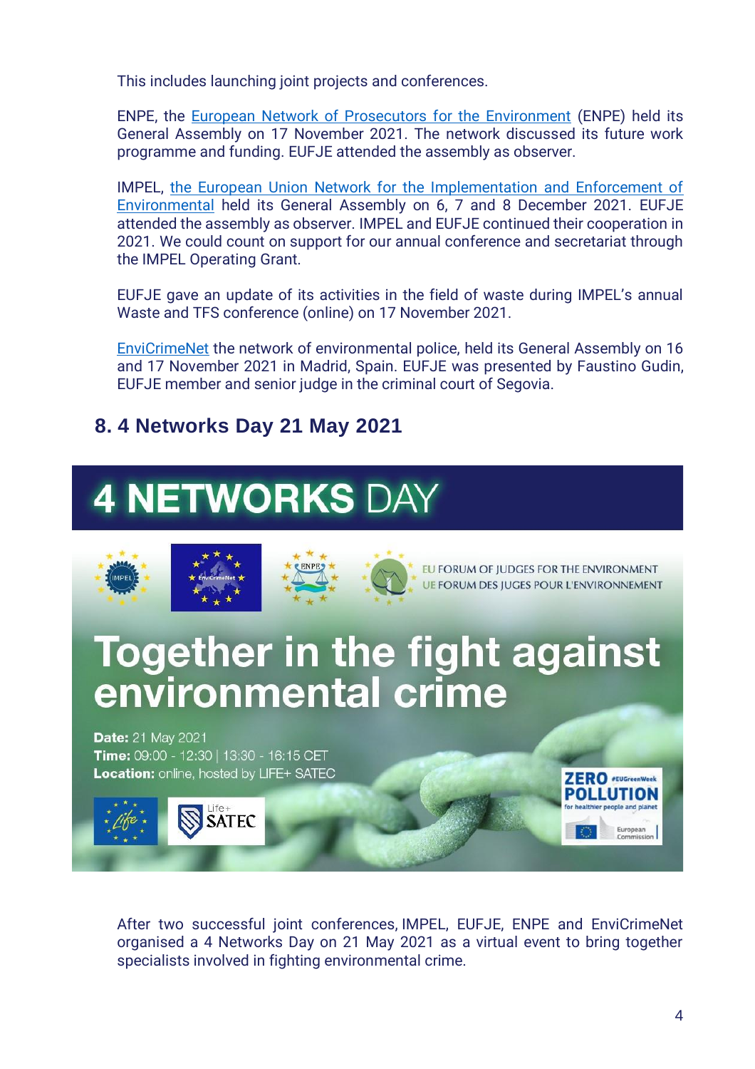This includes launching joint projects and conferences.

ENPE, the European Network of Prosecutors for the Environment (ENPE) held its General Assembly on 17 November 2021. The network discussed its future work programme and funding. EUFJE attended the assembly as observer.

IMPEL, the European Union Network for the Implementation and Enforcement of Environmental held its General Assembly on 6, 7 and 8 December 2021. EUFJE attended the assembly as observer. IMPEL and EUFJE continued their cooperation in 2021. We could count on support for our annual conference and secretariat through the IMPEL Operating Grant.

EUFJE gave an update of its activities in the field of waste during IMPEL's annual Waste and TFS conference (online) on 17 November 2021.

EnviCrimeNet the network of environmental police, held its General Assembly on 16 and 17 November 2021 in Madrid, Spain. EUFJE was presented by Faustino Gudin, EUFJE member and senior judge in the criminal court of Segovia.

## 8. 4 Networks Day 21 May 2021

**4 NETWORKS DAY**

EU FORUM OF JUDGES FOR THE ENVIRONMENT
UE FORUM DES JUGES POUR L'ENVIRONNEMENT

**Together in the fight against environmental crime**

**Date:** 21 May 2021
**Time:** 09:00 - 12:30 | 13:30 - 16:15 CET
**Location:** online, hosted by LIFE+ SATEC

After two successful joint conferences, IMPEL, EUFJE, ENPE and EnviCrimeNet organised a 4 Networks Day on 21 May 2021 as a virtual event to bring together specialists involved in fighting environmental crime.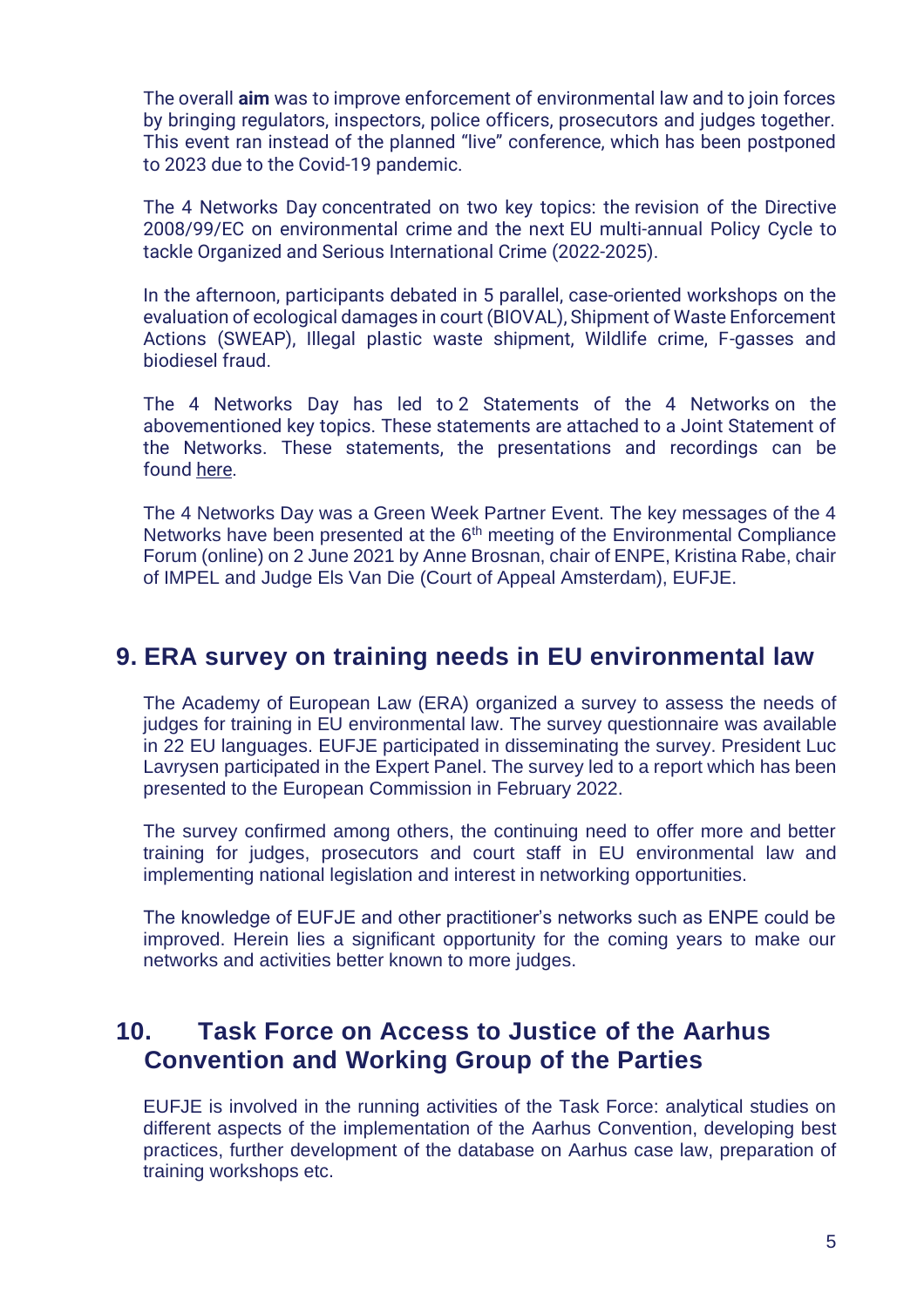The overall **aim** was to improve enforcement of environmental law and to join forces by bringing regulators, inspectors, police officers, prosecutors and judges together. This event ran instead of the planned "live" conference, which has been postponed to 2023 due to the Covid-19 pandemic.

The 4 Networks Day concentrated on two key topics: the revision of the Directive 2008/99/EC on environmental crime and the next EU multi-annual Policy Cycle to tackle Organized and Serious International Crime (2022-2025).

In the afternoon, participants debated in 5 parallel, case-oriented workshops on the evaluation of ecological damages in court (BIOVAL), Shipment of Waste Enforcement Actions (SWEAP), Illegal plastic waste shipment, Wildlife crime, F-gasses and biodiesel fraud.

The 4 Networks Day has led to 2 Statements of the 4 Networks on the abovementioned key topics. These statements are attached to a Joint Statement of the Networks. These statements, the presentations and recordings can be found here.

The 4 Networks Day was a Green Week Partner Event. The key messages of the 4 Networks have been presented at the 6th meeting of the Environmental Compliance Forum (online) on 2 June 2021 by Anne Brosnan, chair of ENPE, Kristina Rabe, chair of IMPEL and Judge Els Van Die (Court of Appeal Amsterdam), EUFJE.

## 9. ERA survey on training needs in EU environmental law

The Academy of European Law (ERA) organized a survey to assess the needs of judges for training in EU environmental law. The survey questionnaire was available in 22 EU languages. EUFJE participated in disseminating the survey. President Luc Lavrysen participated in the Expert Panel. The survey led to a report which has been presented to the European Commission in February 2022.

The survey confirmed among others, the continuing need to offer more and better training for judges, prosecutors and court staff in EU environmental law and implementing national legislation and interest in networking opportunities.

The knowledge of EUFJE and other practitioner's networks such as ENPE could be improved. Herein lies a significant opportunity for the coming years to make our networks and activities better known to more judges.

## 10. Task Force on Access to Justice of the Aarhus Convention and Working Group of the Parties

EUFJE is involved in the running activities of the Task Force: analytical studies on different aspects of the implementation of the Aarhus Convention, developing best practices, further development of the database on Aarhus case law, preparation of training workshops etc.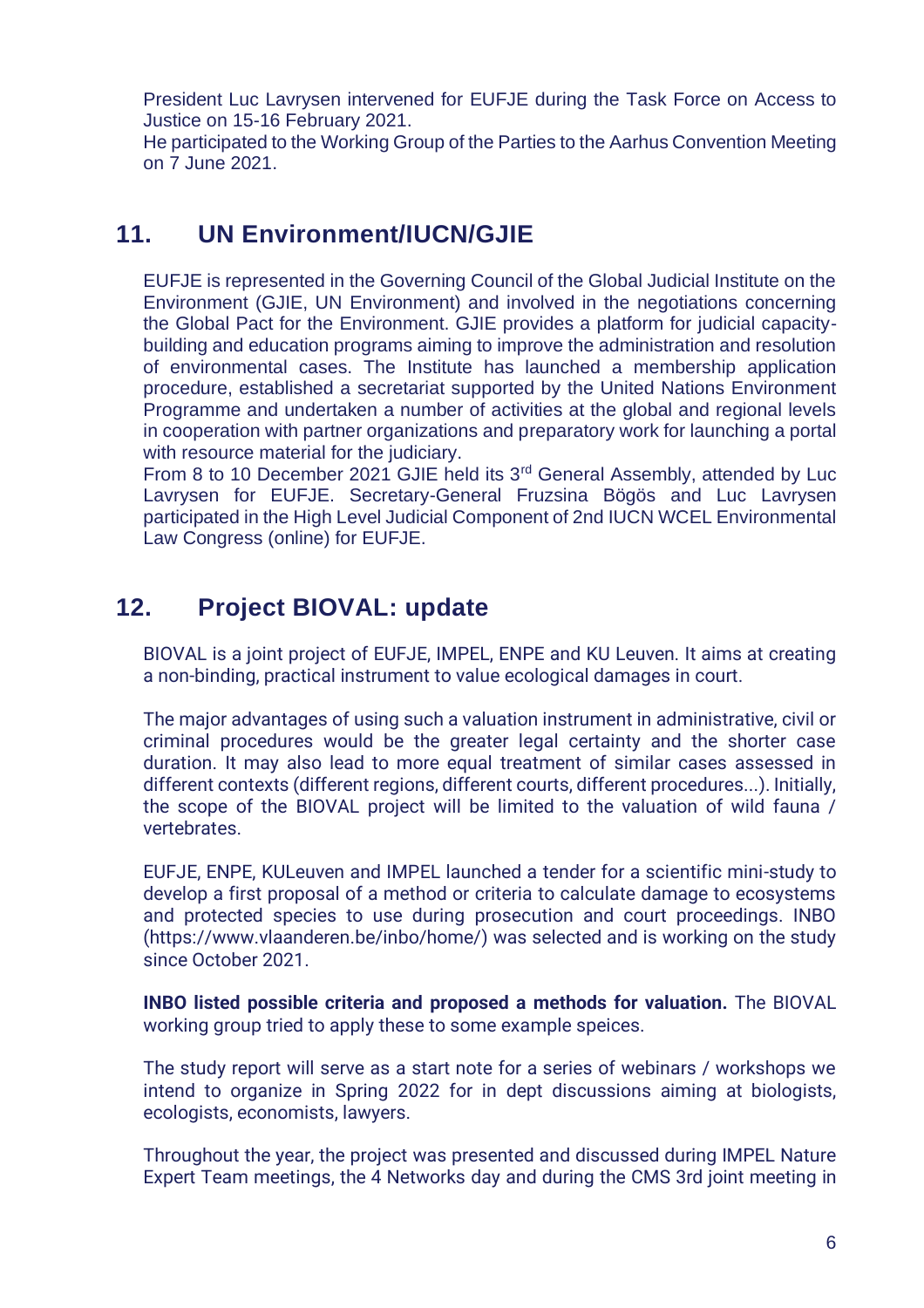President Luc Lavrysen intervened for EUFJE during the Task Force on Access to Justice on 15-16 February 2021.
He participated to the Working Group of the Parties to the Aarhus Convention Meeting on 7 June 2021.

## 11. UN Environment/IUCN/GJIE

EUFJE is represented in the Governing Council of the Global Judicial Institute on the Environment (GJIE, UN Environment) and involved in the negotiations concerning the Global Pact for the Environment. GJIE provides a platform for judicial capacity-building and education programs aiming to improve the administration and resolution of environmental cases. The Institute has launched a membership application procedure, established a secretariat supported by the United Nations Environment Programme and undertaken a number of activities at the global and regional levels in cooperation with partner organizations and preparatory work for launching a portal with resource material for the judiciary.
From 8 to 10 December 2021 GJIE held its 3rd General Assembly, attended by Luc Lavrysen for EUFJE. Secretary-General Fruzsina Bögös and Luc Lavrysen participated in the High Level Judicial Component of 2nd IUCN WCEL Environmental Law Congress (online) for EUFJE.

## 12. Project BIOVAL: update

BIOVAL is a joint project of EUFJE, IMPEL, ENPE and KU Leuven. It aims at creating a non-binding, practical instrument to value ecological damages in court.

The major advantages of using such a valuation instrument in administrative, civil or criminal procedures would be the greater legal certainty and the shorter case duration. It may also lead to more equal treatment of similar cases assessed in different contexts (different regions, different courts, different procedures...). Initially, the scope of the BIOVAL project will be limited to the valuation of wild fauna / vertebrates.

EUFJE, ENPE, KULeuven and IMPEL launched a tender for a scientific mini-study to develop a first proposal of a method or criteria to calculate damage to ecosystems and protected species to use during prosecution and court proceedings. INBO (https://www.vlaanderen.be/inbo/home/) was selected and is working on the study since October 2021.

**INBO listed possible criteria and proposed a methods for valuation.** The BIOVAL working group tried to apply these to some example speices.

The study report will serve as a start note for a series of webinars / workshops we intend to organize in Spring 2022 for in dept discussions aiming at biologists, ecologists, economists, lawyers.

Throughout the year, the project was presented and discussed during IMPEL Nature Expert Team meetings, the 4 Networks day and during the CMS 3rd joint meeting in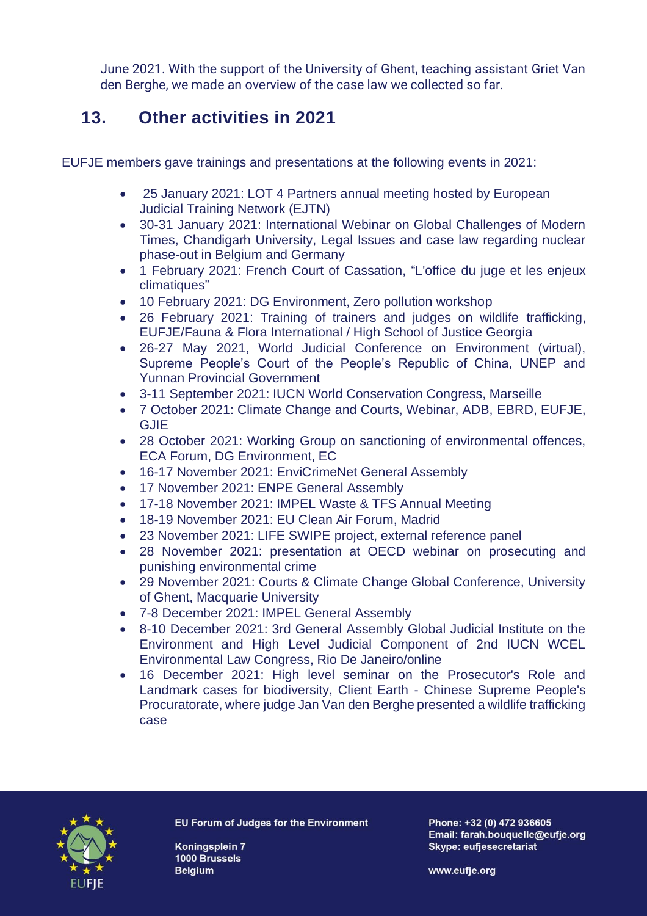June 2021. With the support of the University of Ghent, teaching assistant Griet Van den Berghe, we made an overview of the case law we collected so far.

## 13. Other activities in 2021

EUFJE members gave trainings and presentations at the following events in 2021:

- 25 January 2021: LOT 4 Partners annual meeting hosted by European Judicial Training Network (EJTN)
- 30-31 January 2021: International Webinar on Global Challenges of Modern Times, Chandigarh University, Legal Issues and case law regarding nuclear phase-out in Belgium and Germany
- 1 February 2021: French Court of Cassation, "L'office du juge et les enjeux climatiques"
- 10 February 2021: DG Environment, Zero pollution workshop
- 26 February 2021: Training of trainers and judges on wildlife trafficking, EUFJE/Fauna & Flora International / High School of Justice Georgia
- 26-27 May 2021, World Judicial Conference on Environment (virtual), Supreme People's Court of the People's Republic of China, UNEP and Yunnan Provincial Government
- 3-11 September 2021: IUCN World Conservation Congress, Marseille
- 7 October 2021: Climate Change and Courts, Webinar, ADB, EBRD, EUFJE, GJIE
- 28 October 2021: Working Group on sanctioning of environmental offences, ECA Forum, DG Environment, EC
- 16-17 November 2021: EnviCrimeNet General Assembly
- 17 November 2021: ENPE General Assembly
- 17-18 November 2021: IMPEL Waste & TFS Annual Meeting
- 18-19 November 2021: EU Clean Air Forum, Madrid
- 23 November 2021: LIFE SWIPE project, external reference panel
- 28 November 2021: presentation at OECD webinar on prosecuting and punishing environmental crime
- 29 November 2021: Courts & Climate Change Global Conference, University of Ghent, Macquarie University
- 7-8 December 2021: IMPEL General Assembly
- 8-10 December 2021: 3rd General Assembly Global Judicial Institute on the Environment and High Level Judicial Component of 2nd IUCN WCEL Environmental Law Congress, Rio De Janeiro/online
- 16 December 2021: High level seminar on the Prosecutor's Role and Landmark cases for biodiversity, Client Earth - Chinese Supreme People's Procuratorate, where judge Jan Van den Berghe presented a wildlife trafficking case